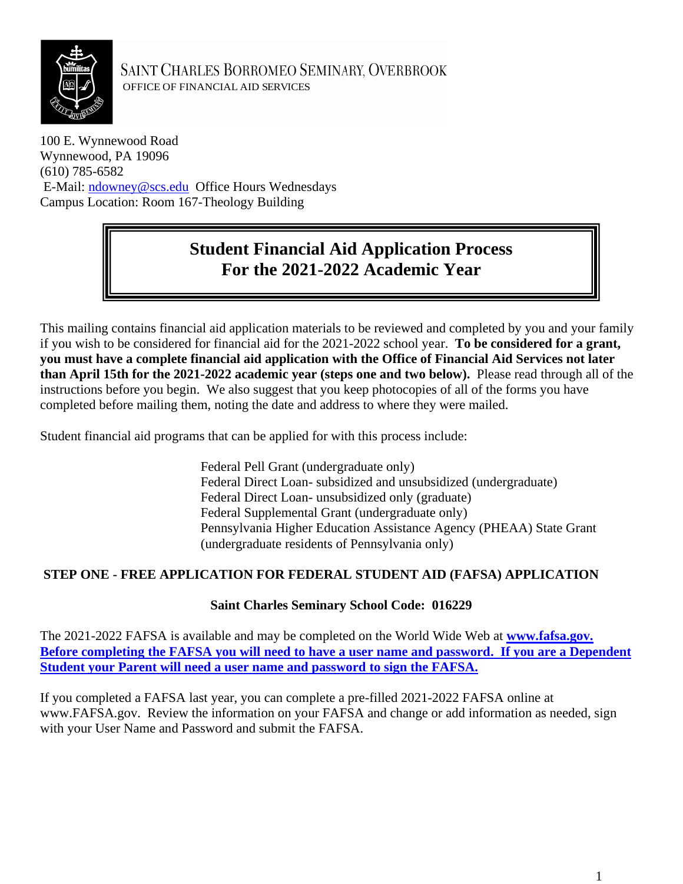# SAINT CHARLES BORROMEO SEMINARY, OVERBROOK

OFFICE OF FINANCIAL AID SERVICES

100 E. Wynnewood Road
Wynnewood, PA 19096
(610) 785-6582
E-Mail: ndowney@scs.edu Office Hours Wednesdays
Campus Location: Room 167-Theology Building

## Student Financial Aid Application Process For the 2021-2022 Academic Year

This mailing contains financial aid application materials to be reviewed and completed by you and your family if you wish to be considered for financial aid for the 2021-2022 school year. **To be considered for a grant, you must have a complete financial aid application with the Office of Financial Aid Services not later than April 15th for the 2021-2022 academic year (steps one and two below).** Please read through all of the instructions before you begin. We also suggest that you keep photocopies of all of the forms you have completed before mailing them, noting the date and address to where they were mailed.

Student financial aid programs that can be applied for with this process include:

- Federal Pell Grant (undergraduate only)
- Federal Direct Loan- subsidized and unsubsidized (undergraduate)
- Federal Direct Loan- unsubsidized only (graduate)
- Federal Supplemental Grant (undergraduate only)
- Pennsylvania Higher Education Assistance Agency (PHEAA) State Grant (undergraduate residents of Pennsylvania only)

### STEP ONE - FREE APPLICATION FOR FEDERAL STUDENT AID (FAFSA) APPLICATION

**Saint Charles Seminary School Code: 016229**

The 2021-2022 FAFSA is available and may be completed on the World Wide Web at **www.fafsa.gov. Before completing the FAFSA you will need to have a user name and password. If you are a Dependent Student your Parent will need a user name and password to sign the FAFSA.**

If you completed a FAFSA last year, you can complete a pre-filled 2021-2022 FAFSA online at www.FAFSA.gov. Review the information on your FAFSA and change or add information as needed, sign with your User Name and Password and submit the FAFSA.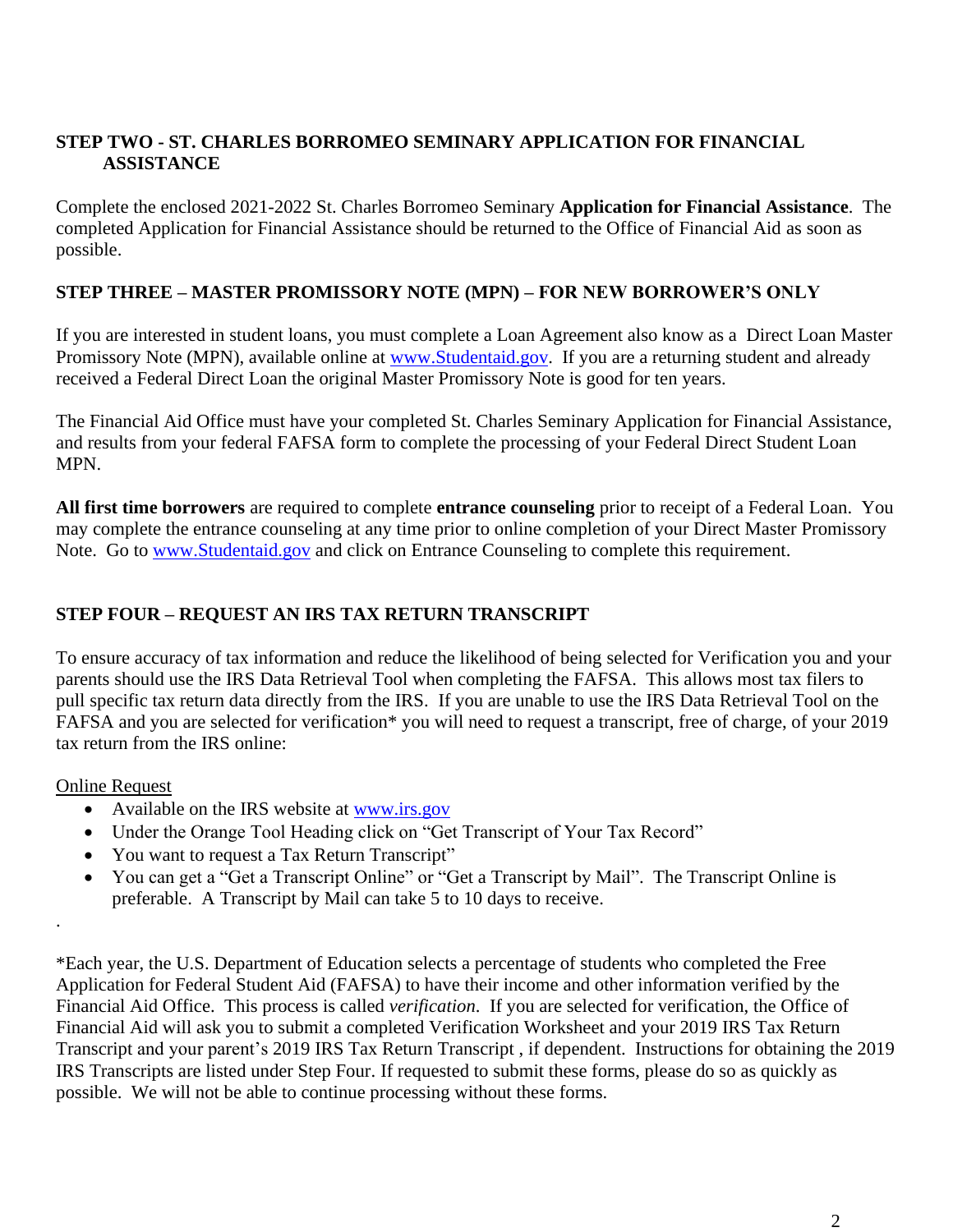## STEP TWO - ST. CHARLES BORROMEO SEMINARY APPLICATION FOR FINANCIAL ASSISTANCE

Complete the enclosed 2021-2022 St. Charles Borromeo Seminary **Application for Financial Assistance**. The completed Application for Financial Assistance should be returned to the Office of Financial Aid as soon as possible.

## STEP THREE – MASTER PROMISSORY NOTE (MPN) – FOR NEW BORROWER'S ONLY

If you are interested in student loans, you must complete a Loan Agreement also know as a Direct Loan Master Promissory Note (MPN), available online at [www.Studentaid.gov](http://www.Studentaid.gov). If you are a returning student and already received a Federal Direct Loan the original Master Promissory Note is good for ten years.

The Financial Aid Office must have your completed St. Charles Seminary Application for Financial Assistance, and results from your federal FAFSA form to complete the processing of your Federal Direct Student Loan MPN.

**All first time borrowers** are required to complete **entrance counseling** prior to receipt of a Federal Loan. You may complete the entrance counseling at any time prior to online completion of your Direct Master Promissory Note. Go to [www.Studentaid.gov](http://www.Studentaid.gov) and click on Entrance Counseling to complete this requirement.

## STEP FOUR – REQUEST AN IRS TAX RETURN TRANSCRIPT

To ensure accuracy of tax information and reduce the likelihood of being selected for Verification you and your parents should use the IRS Data Retrieval Tool when completing the FAFSA. This allows most tax filers to pull specific tax return data directly from the IRS. If you are unable to use the IRS Data Retrieval Tool on the FAFSA and you are selected for verification* you will need to request a transcript, free of charge, of your 2019 tax return from the IRS online:

<u>Online Request</u>

- Available on the IRS website at [www.irs.gov](http://www.irs.gov)
- Under the Orange Tool Heading click on "Get Transcript of Your Tax Record"
- You want to request a Tax Return Transcript"
- You can get a "Get a Transcript Online" or "Get a Transcript by Mail". The Transcript Online is preferable. A Transcript by Mail can take 5 to 10 days to receive.

.

*Each year, the U.S. Department of Education selects a percentage of students who completed the Free Application for Federal Student Aid (FAFSA) to have their income and other information verified by the Financial Aid Office. This process is called *verification*. If you are selected for verification, the Office of Financial Aid will ask you to submit a completed Verification Worksheet and your 2019 IRS Tax Return Transcript and your parent's 2019 IRS Tax Return Transcript , if dependent. Instructions for obtaining the 2019 IRS Transcripts are listed under Step Four. If requested to submit these forms, please do so as quickly as possible. We will not be able to continue processing without these forms.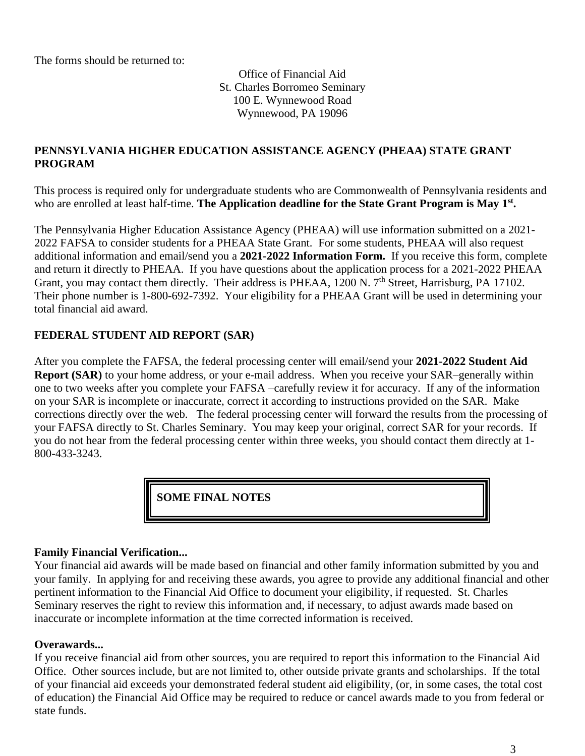The forms should be returned to:

Office of Financial Aid
St. Charles Borromeo Seminary
100 E. Wynnewood Road
Wynnewood, PA 19096

## PENNSYLVANIA HIGHER EDUCATION ASSISTANCE AGENCY (PHEAA) STATE GRANT PROGRAM

This process is required only for undergraduate students who are Commonwealth of Pennsylvania residents and who are enrolled at least half-time. **The Application deadline for the State Grant Program is May 1st.**

The Pennsylvania Higher Education Assistance Agency (PHEAA) will use information submitted on a 2021-2022 FAFSA to consider students for a PHEAA State Grant. For some students, PHEAA will also request additional information and email/send you a **2021-2022 Information Form.** If you receive this form, complete and return it directly to PHEAA. If you have questions about the application process for a 2021-2022 PHEAA Grant, you may contact them directly. Their address is PHEAA, 1200 N. 7th Street, Harrisburg, PA 17102. Their phone number is 1-800-692-7392. Your eligibility for a PHEAA Grant will be used in determining your total financial aid award.

## FEDERAL STUDENT AID REPORT (SAR)

After you complete the FAFSA, the federal processing center will email/send your **2021-2022 Student Aid Report (SAR)** to your home address, or your e-mail address. When you receive your SAR–generally within one to two weeks after you complete your FAFSA –carefully review it for accuracy. If any of the information on your SAR is incomplete or inaccurate, correct it according to instructions provided on the SAR. Make corrections directly over the web. The federal processing center will forward the results from the processing of your FAFSA directly to St. Charles Seminary. You may keep your original, correct SAR for your records. If you do not hear from the federal processing center within three weeks, you should contact them directly at 1-800-433-3243.

## SOME FINAL NOTES

**Family Financial Verification...**
Your financial aid awards will be made based on financial and other family information submitted by you and your family. In applying for and receiving these awards, you agree to provide any additional financial and other pertinent information to the Financial Aid Office to document your eligibility, if requested. St. Charles Seminary reserves the right to review this information and, if necessary, to adjust awards made based on inaccurate or incomplete information at the time corrected information is received.

**Overawards...**
If you receive financial aid from other sources, you are required to report this information to the Financial Aid Office. Other sources include, but are not limited to, other outside private grants and scholarships. If the total of your financial aid exceeds your demonstrated federal student aid eligibility, (or, in some cases, the total cost of education) the Financial Aid Office may be required to reduce or cancel awards made to you from federal or state funds.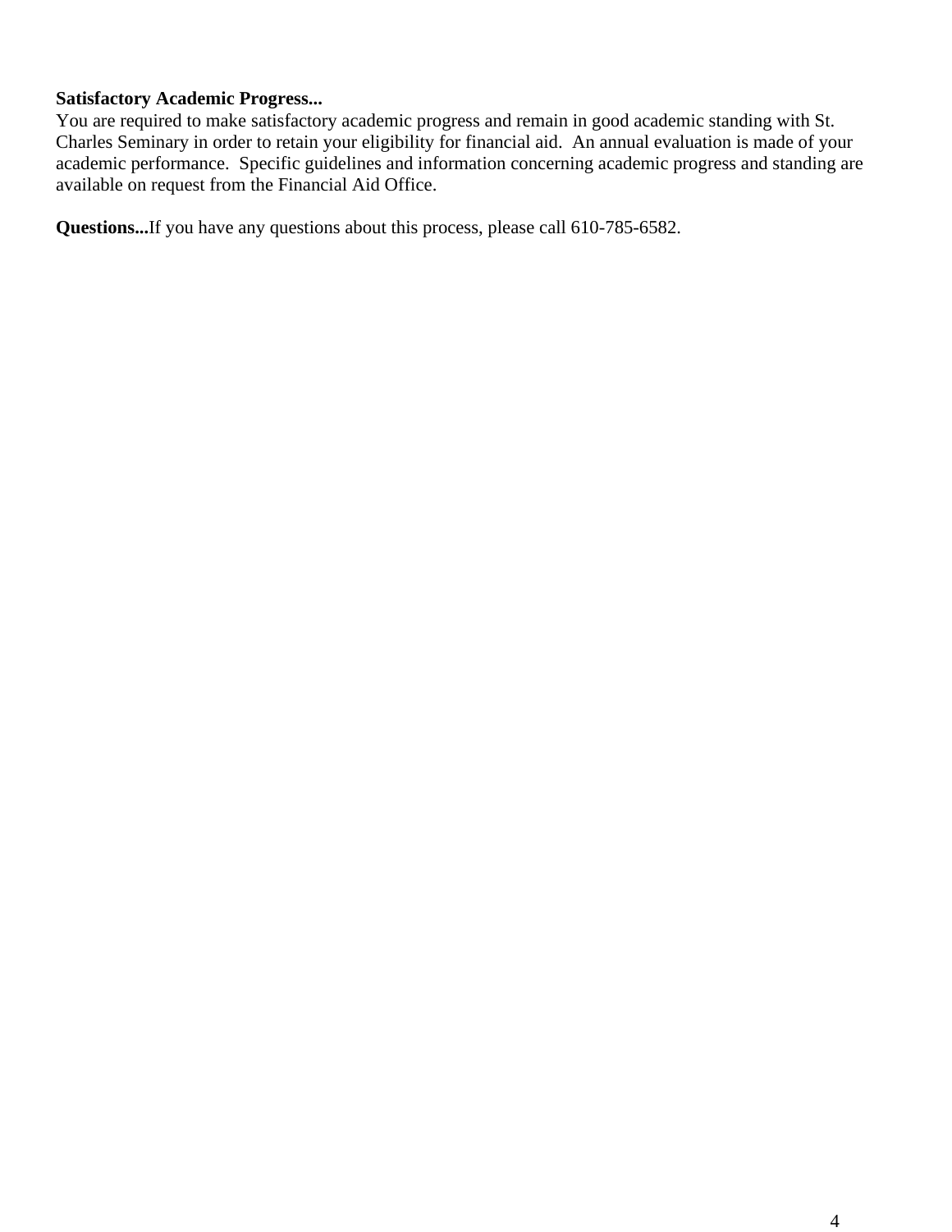**Satisfactory Academic Progress...**
You are required to make satisfactory academic progress and remain in good academic standing with St. Charles Seminary in order to retain your eligibility for financial aid. An annual evaluation is made of your academic performance. Specific guidelines and information concerning academic progress and standing are available on request from the Financial Aid Office.

**Questions...**If you have any questions about this process, please call 610-785-6582.